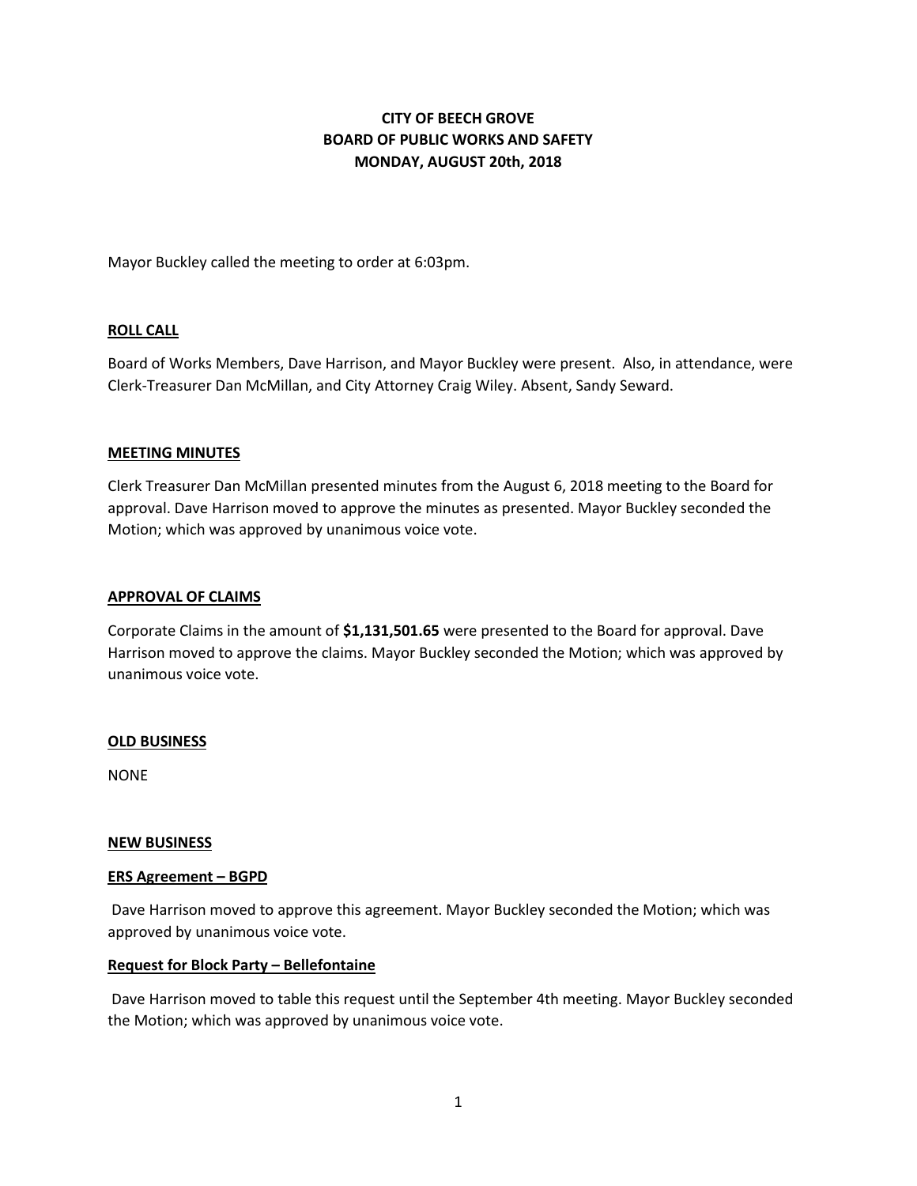# CITY OF BEECH GROVE
# BOARD OF PUBLIC WORKS AND SAFETY
# MONDAY, AUGUST 20th, 2018

Mayor Buckley called the meeting to order at 6:03pm.

## ROLL CALL

Board of Works Members, Dave Harrison, and Mayor Buckley were present. Also, in attendance, were Clerk-Treasurer Dan McMillan, and City Attorney Craig Wiley. Absent, Sandy Seward.

## MEETING MINUTES

Clerk Treasurer Dan McMillan presented minutes from the August 6, 2018 meeting to the Board for approval. Dave Harrison moved to approve the minutes as presented. Mayor Buckley seconded the Motion; which was approved by unanimous voice vote.

## APPROVAL OF CLAIMS

Corporate Claims in the amount of **$1,131,501.65** were presented to the Board for approval. Dave Harrison moved to approve the claims. Mayor Buckley seconded the Motion; which was approved by unanimous voice vote.

## OLD BUSINESS

NONE

## NEW BUSINESS

### ERS Agreement – BGPD

Dave Harrison moved to approve this agreement. Mayor Buckley seconded the Motion; which was approved by unanimous voice vote.

### Request for Block Party – Bellefontaine

Dave Harrison moved to table this request until the September 4th meeting. Mayor Buckley seconded the Motion; which was approved by unanimous voice vote.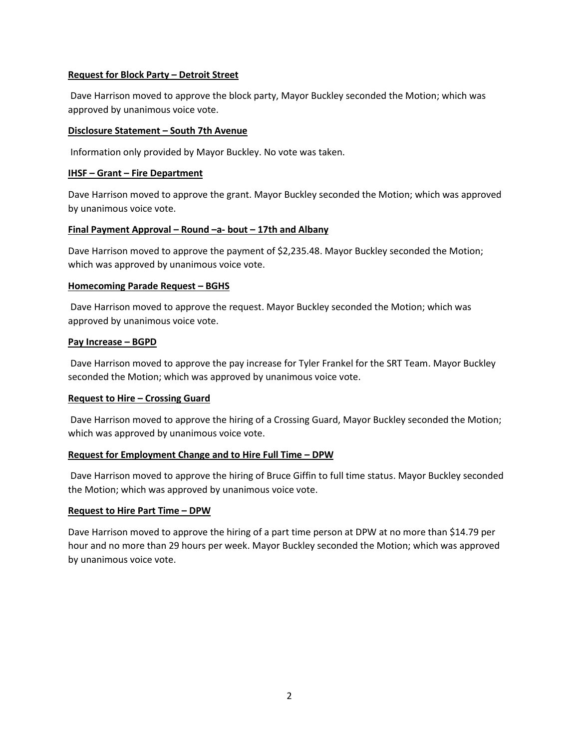**Request for Block Party – Detroit Street**

Dave Harrison moved to approve the block party, Mayor Buckley seconded the Motion; which was approved by unanimous voice vote.

**Disclosure Statement – South 7th Avenue**

Information only provided by Mayor Buckley. No vote was taken.

**IHSF – Grant – Fire Department**

Dave Harrison moved to approve the grant. Mayor Buckley seconded the Motion; which was approved by unanimous voice vote.

**Final Payment Approval – Round –a- bout – 17th and Albany**

Dave Harrison moved to approve the payment of $2,235.48. Mayor Buckley seconded the Motion; which was approved by unanimous voice vote.

**Homecoming Parade Request – BGHS**

Dave Harrison moved to approve the request. Mayor Buckley seconded the Motion; which was approved by unanimous voice vote.

**Pay Increase – BGPD**

Dave Harrison moved to approve the pay increase for Tyler Frankel for the SRT Team. Mayor Buckley seconded the Motion; which was approved by unanimous voice vote.

**Request to Hire – Crossing Guard**

Dave Harrison moved to approve the hiring of a Crossing Guard, Mayor Buckley seconded the Motion; which was approved by unanimous voice vote.

**Request for Employment Change and to Hire Full Time – DPW**

Dave Harrison moved to approve the hiring of Bruce Giffin to full time status. Mayor Buckley seconded the Motion; which was approved by unanimous voice vote.

**Request to Hire Part Time – DPW**

Dave Harrison moved to approve the hiring of a part time person at DPW at no more than $14.79 per hour and no more than 29 hours per week. Mayor Buckley seconded the Motion; which was approved by unanimous voice vote.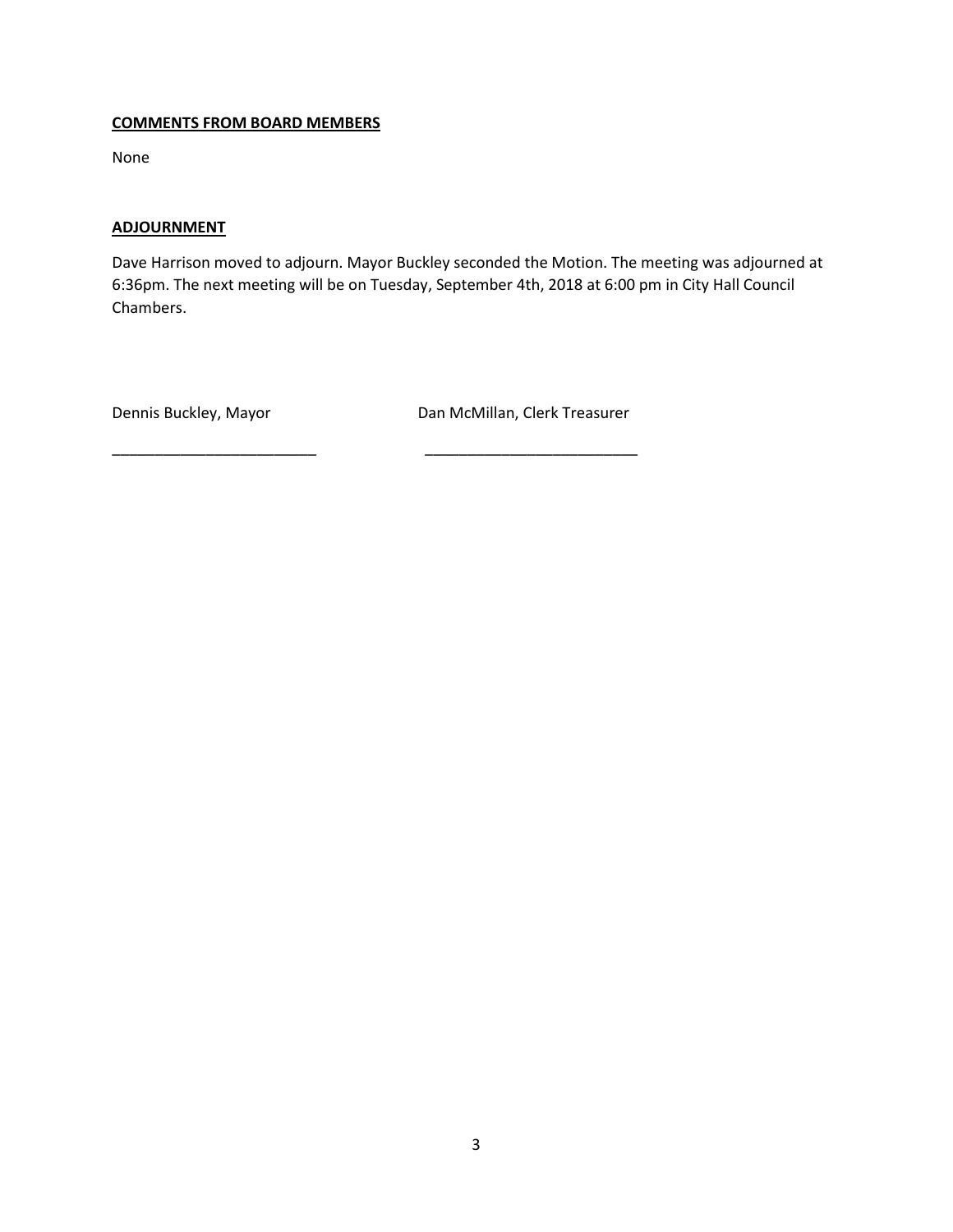**COMMENTS FROM BOARD MEMBERS**

None

**ADJOURNMENT**

Dave Harrison moved to adjourn. Mayor Buckley seconded the Motion. The meeting was adjourned at 6:36pm. The next meeting will be on Tuesday, September 4th, 2018 at 6:00 pm in City Hall Council Chambers.

Dennis Buckley, Mayor                    Dan McMillan, Clerk Treasurer

________________________                    _________________________